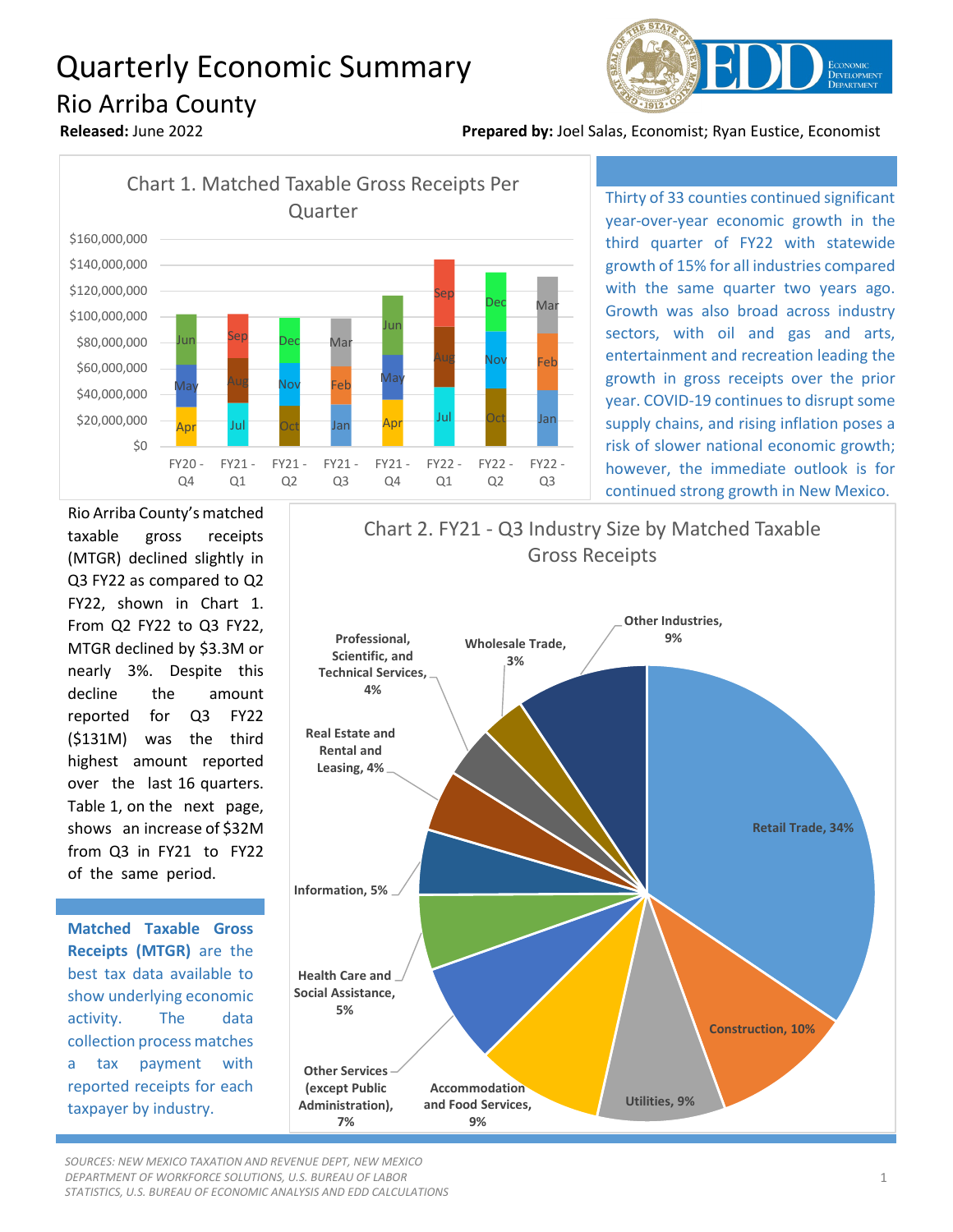# Quarterly Economic Summary

## Rio Arriba County

**Released:** June 2022

**Prepared by:** Joel Salas, Economist; Ryan Eustice, Economist

Chart 1. Matched Taxable Gross Receipts Per Quarter

Thirty of 33 counties continued significant year-over-year economic growth in the third quarter of FY22 with statewide growth of 15% for all industries compared with the same quarter two years ago. Growth was also broad across industry sectors, with oil and gas and arts, entertainment and recreation leading the growth in gross receipts over the prior year. COVID-19 continues to disrupt some supply chains, and rising inflation poses a risk of slower national economic growth; however, the immediate outlook is for continued strong growth in New Mexico.

Rio Arriba County's matched taxable gross receipts (MTGR) declined slightly in Q3 FY22 as compared to Q2 FY22, shown in Chart 1. From Q2 FY22 to Q3 FY22, MTGR declined by $3.3M or nearly 3%. Despite this decline the amount reported for Q3 FY22 ($131M) was the third highest amount reported over the last 16 quarters. Table 1, on the next page, shows an increase of $32M from Q3 in FY21 to FY22 of the same period.

**Matched Taxable Gross Receipts (MTGR)** are the best tax data available to show underlying economic activity. The data collection process matches a tax payment with reported receipts for each taxpayer by industry.

Chart 2. FY21 - Q3 Industry Size by Matched Taxable Gross Receipts

| Industry | Share |
|---|---|
| Retail Trade | 34% |
| Construction | 10% |
| Utilities | 9% |
| Accommodation and Food Services | 9% |
| Other Services (except Public Administration) | 7% |
| Health Care and Social Assistance | 5% |
| Information | 5% |
| Real Estate and Rental and Leasing | 4% |
| Professional, Scientific, and Technical Services | 4% |
| Wholesale Trade | 3% |
| Other Industries | 9% |

*SOURCES: NEW MEXICO TAXATION AND REVENUE DEPT, NEW MEXICO DEPARTMENT OF WORKFORCE SOLUTIONS, U.S. BUREAU OF LABOR STATISTICS, U.S. BUREAU OF ECONOMIC ANALYSIS AND EDD CALCULATIONS*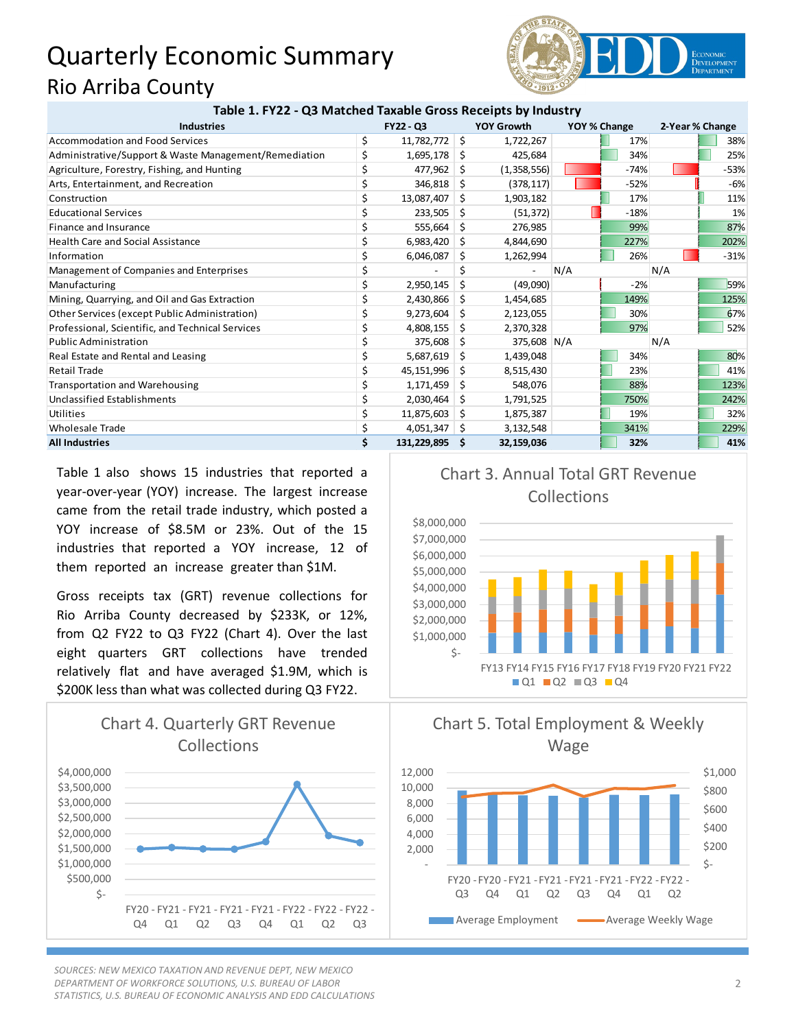# Quarterly Economic Summary

## Rio Arriba County

**Table 1. FY22 - Q3 Matched Taxable Gross Receipts by Industry**

| Industries | FY22 - Q3 | YOY Growth | YOY % Change | 2-Year % Change |
|---|---|---|---|---|
| Accommodation and Food Services | $ 11,782,772 | $ 1,722,267 | 17% | 38% |
| Administrative/Support & Waste Management/Remediation | $ 1,695,178 | $ 425,684 | 34% | 25% |
| Agriculture, Forestry, Fishing, and Hunting | $ 477,962 | $ (1,358,556) | -74% | -53% |
| Arts, Entertainment, and Recreation | $ 346,818 | $ (378,117) | -52% | -6% |
| Construction | $ 13,087,407 | $ 1,903,182 | 17% | 11% |
| Educational Services | $ 233,505 | $ (51,372) | -18% | 1% |
| Finance and Insurance | $ 555,664 | $ 276,985 | 99% | 87% |
| Health Care and Social Assistance | $ 6,983,420 | $ 4,844,690 | 227% | 202% |
| Information | $ 6,046,087 | $ 1,262,994 | 26% | -31% |
| Management of Companies and Enterprises | $ - | $ - | N/A | N/A |
| Manufacturing | $ 2,950,145 | $ (49,090) | -2% | 59% |
| Mining, Quarrying, and Oil and Gas Extraction | $ 2,430,866 | $ 1,454,685 | 149% | 125% |
| Other Services (except Public Administration) | $ 9,273,604 | $ 2,123,055 | 30% | 67% |
| Professional, Scientific, and Technical Services | $ 4,808,155 | $ 2,370,328 | 97% | 52% |
| Public Administration | $ 375,608 | $ 375,608 | N/A | N/A |
| Real Estate and Rental and Leasing | $ 5,687,619 | $ 1,439,048 | 34% | 80% |
| Retail Trade | $ 45,151,996 | $ 8,515,430 | 23% | 41% |
| Transportation and Warehousing | $ 1,171,459 | $ 548,076 | 88% | 123% |
| Unclassified Establishments | $ 2,030,464 | $ 1,791,525 | 750% | 242% |
| Utilities | $ 11,875,603 | $ 1,875,387 | 19% | 32% |
| Wholesale Trade | $ 4,051,347 | $ 3,132,548 | 341% | 229% |
| **All Industries** | **$ 131,229,895** | **$ 32,159,036** | **32%** | **41%** |

Table 1 also shows 15 industries that reported a year-over-year (YOY) increase. The largest increase came from the retail trade industry, which posted a YOY increase of $8.5M or 23%. Out of the 15 industries that reported a YOY increase, 12 of them reported an increase greater than $1M.

Gross receipts tax (GRT) revenue collections for Rio Arriba County decreased by $233K, or 12%, from Q2 FY22 to Q3 FY22 (Chart 4). Over the last eight quarters GRT collections have trended relatively flat and have averaged $1.9M, which is $200K less than what was collected during Q3 FY22.

Chart 3. Annual Total GRT Revenue Collections

Chart 4. Quarterly GRT Revenue Collections

Chart 5. Total Employment & Weekly Wage

*SOURCES: NEW MEXICO TAXATION AND REVENUE DEPT, NEW MEXICO DEPARTMENT OF WORKFORCE SOLUTIONS, U.S. BUREAU OF LABOR STATISTICS, U.S. BUREAU OF ECONOMIC ANALYSIS AND EDD CALCULATIONS*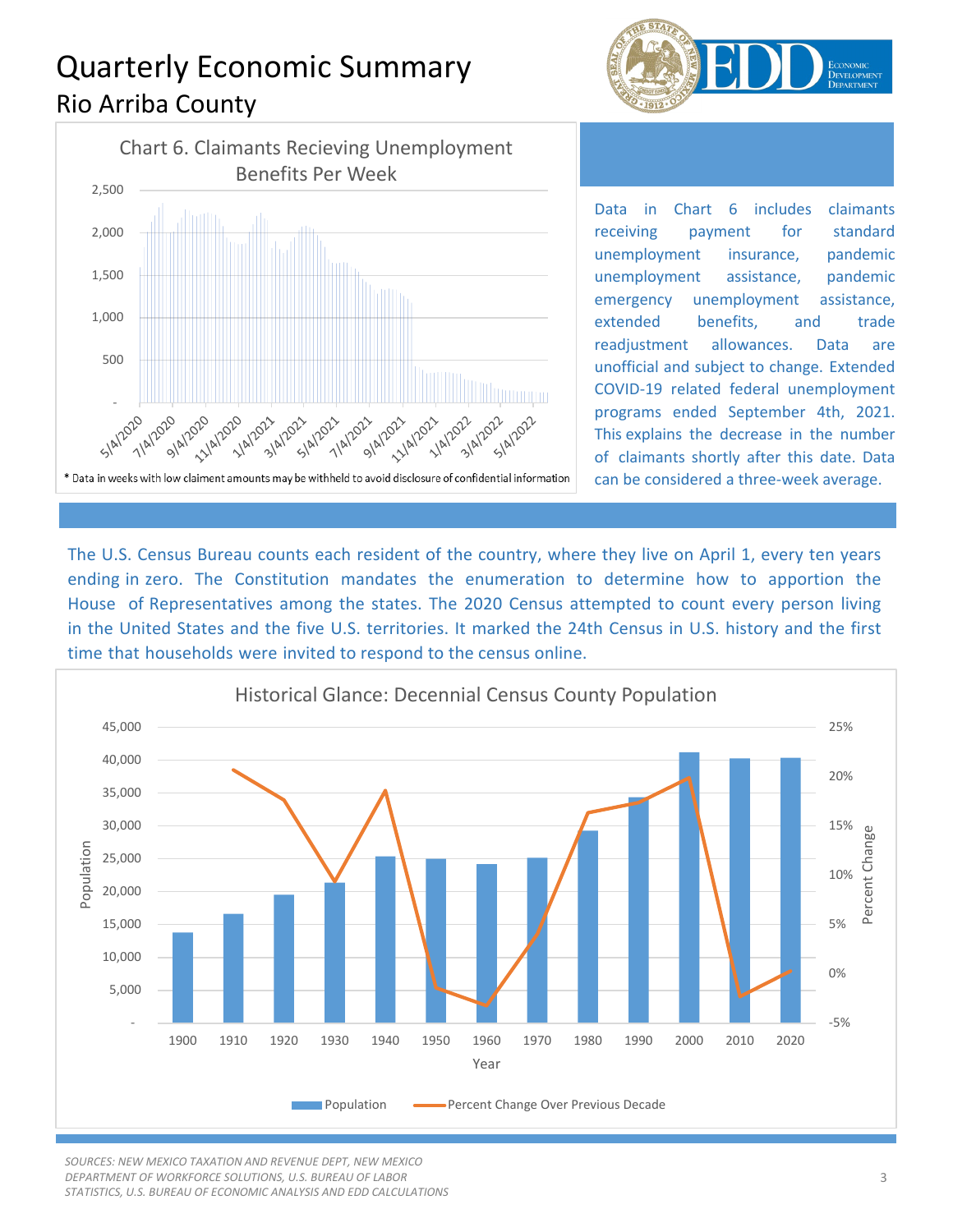# Quarterly Economic Summary

## Rio Arriba County

Chart 6. Claimants Recieving Unemployment Benefits Per Week

2,500
2,000
1,500
1,000
500
-

5/4/2020 7/4/2020 9/4/2020 11/4/2020 1/4/2021 3/4/2021 5/4/2021 7/4/2021 9/4/2021 11/4/2021 1/4/2022 3/4/2022 5/4/2022

\* Data in weeks with low claiment amounts may be withheld to avoid disclosure of confidential information

Data in Chart 6 includes claimants receiving payment for standard unemployment insurance, pandemic unemployment assistance, pandemic emergency unemployment assistance, extended benefits, and trade readjustment allowances. Data are unofficial and subject to change. Extended COVID-19 related federal unemployment programs ended September 4th, 2021. This explains the decrease in the number of claimants shortly after this date. Data can be considered a three-week average.

The U.S. Census Bureau counts each resident of the country, where they live on April 1, every ten years ending in zero. The Constitution mandates the enumeration to determine how to apportion the House of Representatives among the states. The 2020 Census attempted to count every person living in the United States and the five U.S. territories. It marked the 24th Census in U.S. history and the first time that households were invited to respond to the census online.

Historical Glance: Decennial Census County Population

Population: 45,000 40,000 35,000 30,000 25,000 20,000 15,000 10,000 5,000 -

Percent Change: 25% 20% 15% 10% 5% 0% -5%

Year: 1900 1910 1920 1930 1940 1950 1960 1970 1980 1990 2000 2010 2020

Population — Percent Change Over Previous Decade

*SOURCES: NEW MEXICO TAXATION AND REVENUE DEPT, NEW MEXICO DEPARTMENT OF WORKFORCE SOLUTIONS, U.S. BUREAU OF LABOR STATISTICS, U.S. BUREAU OF ECONOMIC ANALYSIS AND EDD CALCULATIONS*